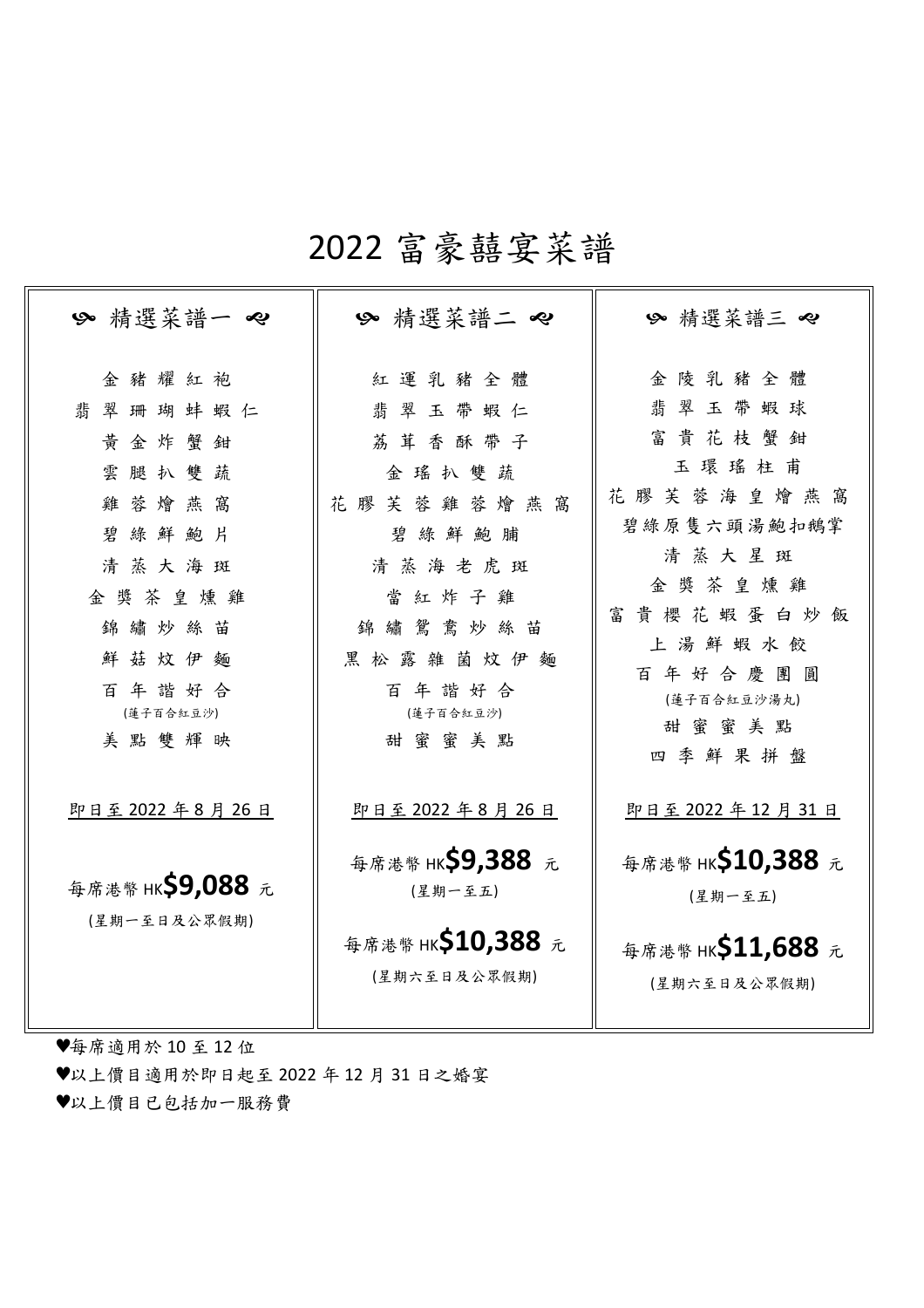# 2022 富豪囍宴菜譜

## ❧ 精選菜譜一 ☙

金豬耀紅袍
翡翠珊瑚蚌蝦仁
黃金炸蟹鉗
雲腿扒雙蔬
雞蓉燴燕窩
碧綠鮮鮑片
清蒸大海斑
金奬茶皇燻雞
錦繡炒絲苗
鮮菇炆伊麵
百年諧好合
(蓮子百合紅豆沙)
美點雙輝映

即日至 2022 年 8 月 26 日

每席港幣 HK**$9,088** 元
(星期一至日及公眾假期)

## ❧ 精選菜譜二 ☙

紅運乳豬全體
翡翠玉帶蝦仁
荔茸香酥帶子
金瑤扒雙蔬
花膠芙蓉雞蓉燴燕窩
碧綠鮮鮑脯
清蒸海老虎斑
當紅炸子雞
錦繡鴛鴦炒絲苗
黑松露雞菌炆伊麵
百年諧好合
(蓮子百合紅豆沙)
甜蜜蜜美點

即日至 2022 年 8 月 26 日

每席港幣 HK**$9,388** 元
(星期一至五)

每席港幣 HK**$10,388** 元
(星期六至日及公眾假期)

## ❧ 精選菜譜三 ☙

金陵乳豬全體
翡翠玉帶蝦球
富貴花枝蟹鉗
玉環瑤柱甫
花膠芙蓉海皇燴燕窩
碧綠原隻六頭湯鮑扣鵝掌
清蒸大星斑
金奬茶皇燻雞
富貴櫻花蝦蛋白炒飯
上湯鮮蝦水餃
百年好合慶團圓
(蓮子百合紅豆沙湯丸)
甜蜜蜜美點
四季鮮果拼盤

即日至 2022 年 12 月 31 日

每席港幣 HK**$10,388** 元
(星期一至五)

每席港幣 HK**$11,688** 元
(星期六至日及公眾假期)

---

♥每席適用於 10 至 12 位
♥以上價目適用於即日起至 2022 年 12 月 31 日之婚宴
♥以上價目已包括加一服務費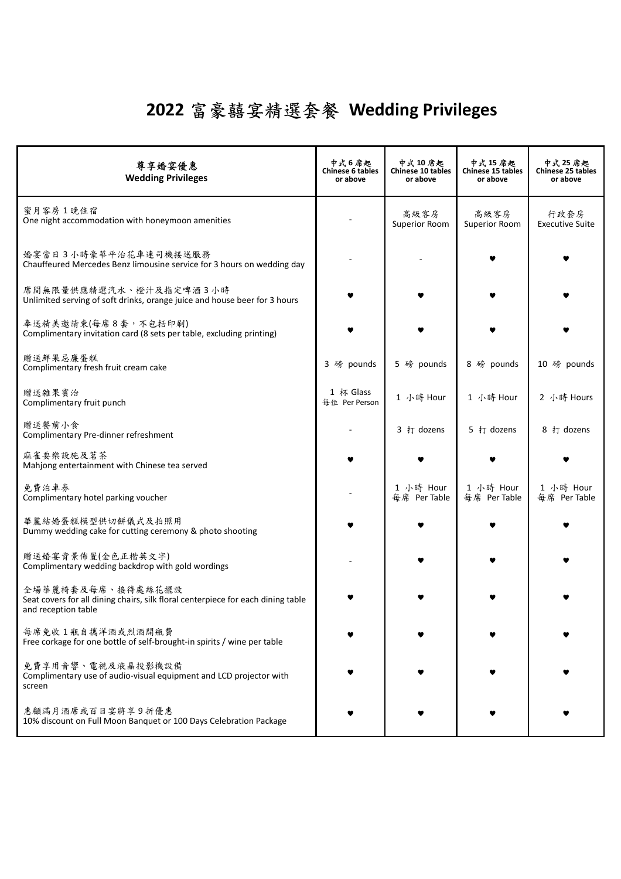# 2022 富豪囍宴精選套餐 Wedding Privileges

| 尊享婚宴優惠<br>**Wedding Privileges** | 中式 6 席起<br>**Chinese 6 tables or above** | 中式 10 席起<br>**Chinese 10 tables or above** | 中式 15 席起<br>**Chinese 15 tables or above** | 中式 25 席起<br>**Chinese 25 tables or above** |
|---|---|---|---|---|
| 蜜月客房 1 晚住宿<br>One night accommodation with honeymoon amenities | - | 高級客房<br>Superior Room | 高級客房<br>Superior Room | 行政套房<br>Executive Suite |
| 婚宴當日 3 小時豪華平治花車連司機接送服務<br>Chauffeured Mercedes Benz limousine service for 3 hours on wedding day | - | - | ♥ | ♥ |
| 席間無限量供應精選汽水、橙汁及指定啤酒 3 小時<br>Unlimited serving of soft drinks, orange juice and house beer for 3 hours | ♥ | ♥ | ♥ | ♥ |
| 奉送精美邀請柬(每席 8 套，不包括印刷)<br>Complimentary invitation card (8 sets per table, excluding printing) | ♥ | ♥ | ♥ | ♥ |
| 贈送鮮果忌廉蛋糕<br>Complimentary fresh fruit cream cake | 3 磅 pounds | 5 磅 pounds | 8 磅 pounds | 10 磅 pounds |
| 贈送雜果賓治<br>Complimentary fruit punch | 1 杯 Glass<br>每位 Per Person | 1 小時 Hour | 1 小時 Hour | 2 小時 Hours |
| 贈送餐前小食<br>Complimentary Pre-dinner refreshment | - | 3 打 dozens | 5 打 dozens | 8 打 dozens |
| 麻雀耍樂設施及茗茶<br>Mahjong entertainment with Chinese tea served | ♥ | ♥ | ♥ | ♥ |
| 免費泊車券<br>Complimentary hotel parking voucher | - | 1 小時 Hour<br>每席 Per Table | 1 小時 Hour<br>每席 Per Table | 1 小時 Hour<br>每席 Per Table |
| 華麗結婚蛋糕模型供切餅儀式及拍照用<br>Dummy wedding cake for cutting ceremony & photo shooting | ♥ | ♥ | ♥ | ♥ |
| 贈送婚宴背景佈置(金色正楷英文字)<br>Complimentary wedding backdrop with gold wordings | - | ♥ | ♥ | ♥ |
| 全場華麗椅套及每席、接待處絲花擺設<br>Seat covers for all dining chairs, silk floral centerpiece for each dining table and reception table | ♥ | ♥ | ♥ | ♥ |
| 每席免收 1 瓶自攜洋酒或烈酒開瓶費<br>Free corkage for one bottle of self-brought-in spirits / wine per table | ♥ | ♥ | ♥ | ♥ |
| 免費享用音響、電視及液晶投影機設備<br>Complimentary use of audio-visual equipment and LCD projector with screen | ♥ | ♥ | ♥ | ♥ |
| 惠顧滿月酒席或百日宴將享 9 折優惠<br>10% discount on Full Moon Banquet or 100 Days Celebration Package | ♥ | ♥ | ♥ | ♥ |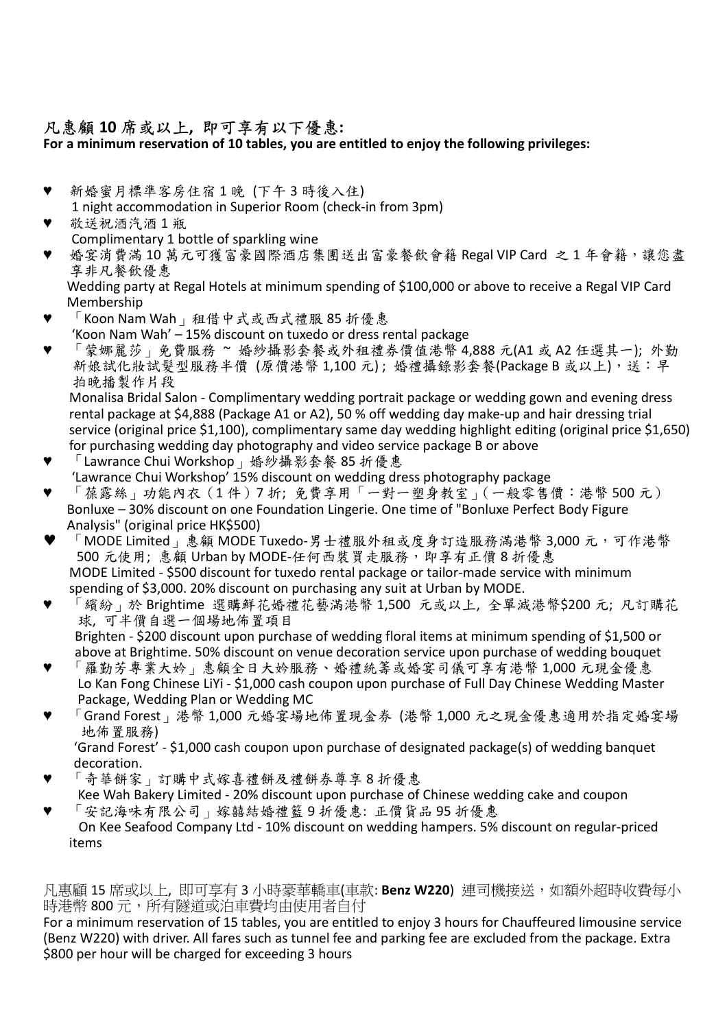**凡惠顧 10 席或以上，即可享有以下優惠:**
**For a minimum reservation of 10 tables, you are entitled to enjoy the following privileges:**

- ♥ 新婚蜜月標準客房住宿 1 晚 (下午 3 時後入住)
  1 night accommodation in Superior Room (check-in from 3pm)
- ♥ 敬送祝酒汽酒 1 瓶
  Complimentary 1 bottle of sparkling wine
- ♥ 婚宴消費滿 10 萬元可獲富豪國際酒店集團送出富豪餐飲會籍 Regal VIP Card 之 1 年會籍，讓您盡享非凡餐飲優惠
  Wedding party at Regal Hotels at minimum spending of $100,000 or above to receive a Regal VIP Card Membership
- ♥ 「Koon Nam Wah」租借中式或西式禮服 85 折優惠
  'Koon Nam Wah' – 15% discount on tuxedo or dress rental package
- ♥ 「蒙娜麗莎」免費服務 ~ 婚紗攝影套餐或外租禮服券價值港幣 4,888 元(A1 或 A2 任選其一); 外勤新娘試化妝試髮型服務半價 (原價港幣 1,100 元) ; 婚禮攝錄影套餐(Package B 或以上)，送：早拍晚播製作片段
  Monalisa Bridal Salon - Complimentary wedding portrait package or wedding gown and evening dress rental package at $4,888 (Package A1 or A2), 50 % off wedding day make-up and hair dressing trial service (original price $1,100), complimentary same day wedding highlight editing (original price $1,650) for purchasing wedding day photography and video service package B or above
- ♥ 「Lawrance Chui Workshop」婚紗攝影套餐 85 折優惠
  'Lawrance Chui Workshop' 15% discount on wedding dress photography package
- ♥ 「葆露絲」功能內衣（1 件）7 折; 免費享用「一對一塑身教室」(一般零售價：港幣 500 元)
  Bonluxe – 30% discount on one Foundation Lingerie. One time of "Bonluxe Perfect Body Figure Analysis" (original price HK$500)
- ♥ 「MODE Limited」惠顧 MODE Tuxedo-男士禮服外租或度身訂造服務滿港幣 3,000 元，可作港幣 500 元使用; 惠顧 Urban by MODE-任何西裝買走服務，即享有正價 8 折優惠
  MODE Limited - $500 discount for tuxedo rental package or tailor-made service with minimum spending of $3,000. 20% discount on purchasing any suit at Urban by MODE.
- ♥ 「繽紛」於 Brightime 選購鮮花婚禮花藝滿港幣 1,500 元或以上, 全單減港幣$200 元; 凡訂購花球, 可半價自選一個場地佈置項目
  Brighten - $200 discount upon purchase of wedding floral items at minimum spending of $1,500 or above at Brightime. 50% discount on venue decoration service upon purchase of wedding bouquet
- ♥ 「羅勤芳專業大妗」惠顧全日大妗服務、婚禮統籌或婚宴司儀可享有港幣 1,000 元現金優惠
  Lo Kan Fong Chinese LiYi - $1,000 cash coupon upon purchase of Full Day Chinese Wedding Master Package, Wedding Plan or Wedding MC
- ♥ 「Grand Forest」港幣 1,000 元婚宴場地佈置現金券 (港幣 1,000 元之現金優惠適用於指定婚宴場地佈置服務)
  'Grand Forest' - $1,000 cash coupon upon purchase of designated package(s) of wedding banquet decoration.
- ♥ 「奇華餅家」訂購中式嫁喜禮餅及禮餅券尊享 8 折優惠
  Kee Wah Bakery Limited - 20% discount upon purchase of Chinese wedding cake and coupon
- ♥ 「安記海味有限公司」嫁囍結婚禮籃 9 折優惠: 正價貨品 95 折優惠
  On Kee Seafood Company Ltd - 10% discount on wedding hampers. 5% discount on regular-priced items

凡惠顧 15 席或以上, 即可享有 3 小時豪華轎車(車款: **Benz W220**) 連司機接送，如額外超時收費每小時港幣 800 元，所有隧道或泊車費均由使用者自付

For a minimum reservation of 15 tables, you are entitled to enjoy 3 hours for Chauffeured limousine service (Benz W220) with driver. All fares such as tunnel fee and parking fee are excluded from the package. Extra $800 per hour will be charged for exceeding 3 hours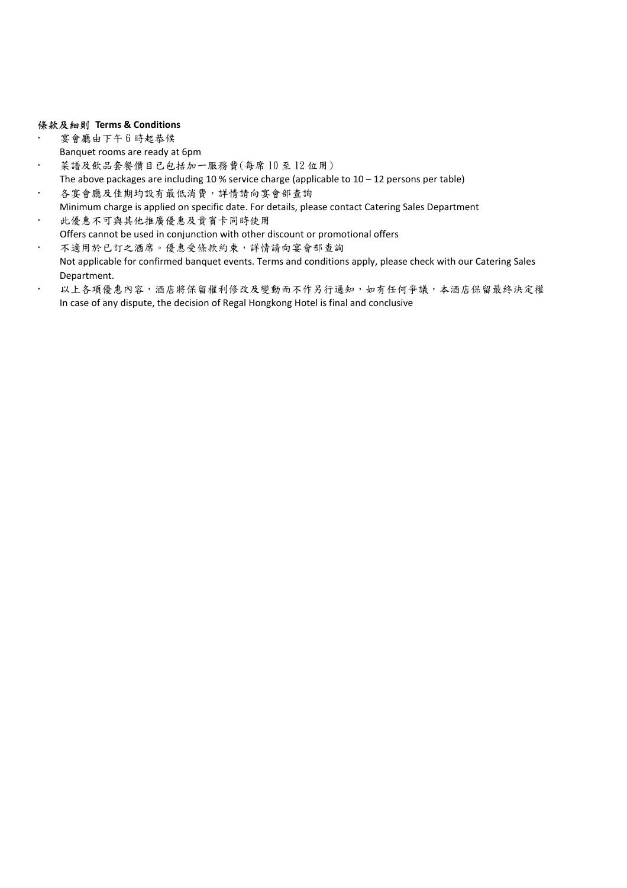**條款及細則 Terms & Conditions**

- 宴會廳由下午 6 時起恭候
  Banquet rooms are ready at 6pm
- 菜譜及飲品套餐價目已包括加一服務費(每席 10 至 12 位用)
  The above packages are including 10 % service charge (applicable to 10 – 12 persons per table)
- 各宴會廳及佳期均設有最低消費，詳情請向宴會部查詢
  Minimum charge is applied on specific date. For details, please contact Catering Sales Department
- 此優惠不可與其他推廣優惠及貴賓卡同時使用
  Offers cannot be used in conjunction with other discount or promotional offers
- 不適用於已訂之酒席。優惠受條款約束，詳情請向宴會部查詢
  Not applicable for confirmed banquet events. Terms and conditions apply, please check with our Catering Sales Department.
- 以上各項優惠內容，酒店將保留權利修改及變動而不作另行通知，如有任何爭議，本酒店保留最終決定權
  In case of any dispute, the decision of Regal Hongkong Hotel is final and conclusive